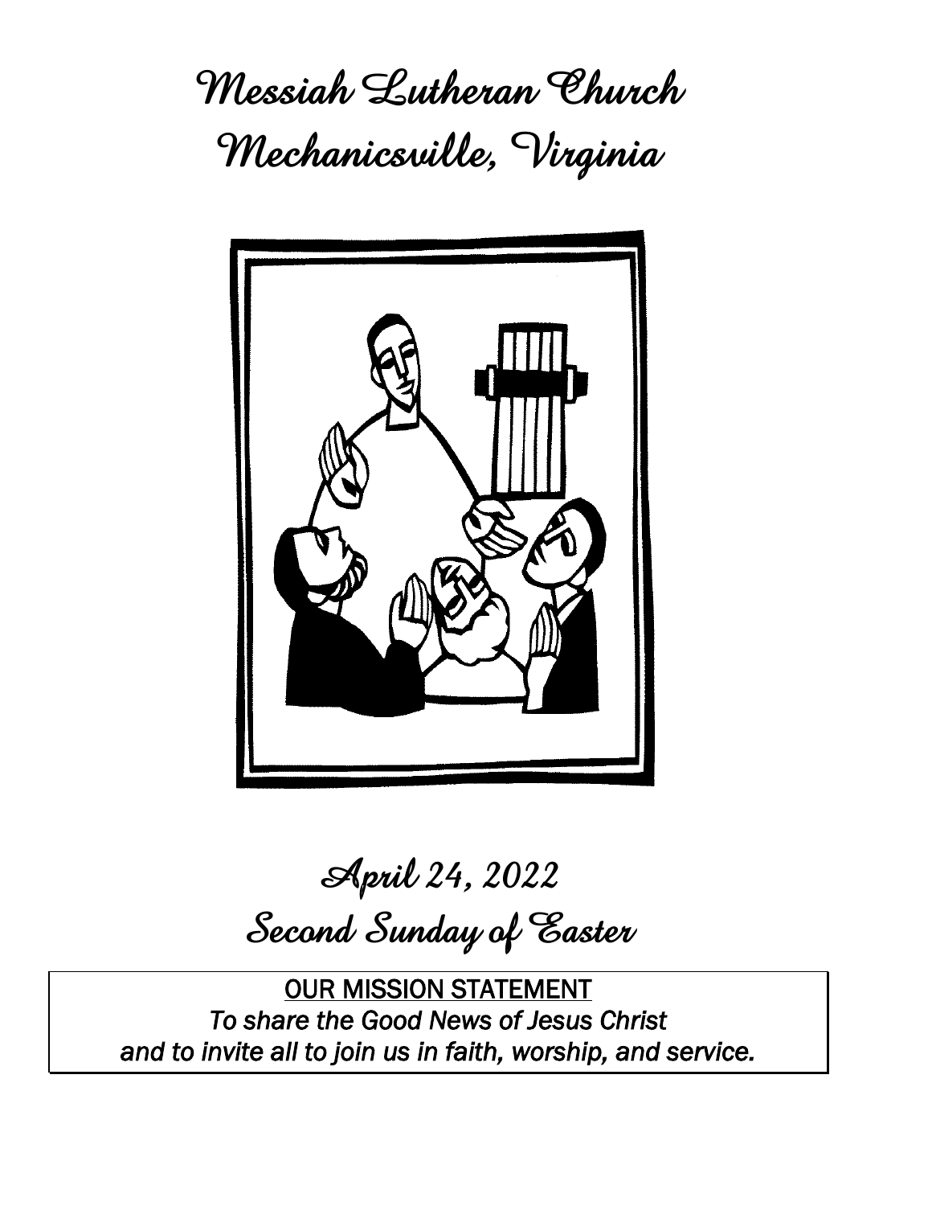# Messiah Lutheran Church
# Mechanicsville, Virginia

## April 24, 2022
## Second Sunday of Easter

**OUR MISSION STATEMENT**

*To share the Good News of Jesus Christ and to invite all to join us in faith, worship, and service.*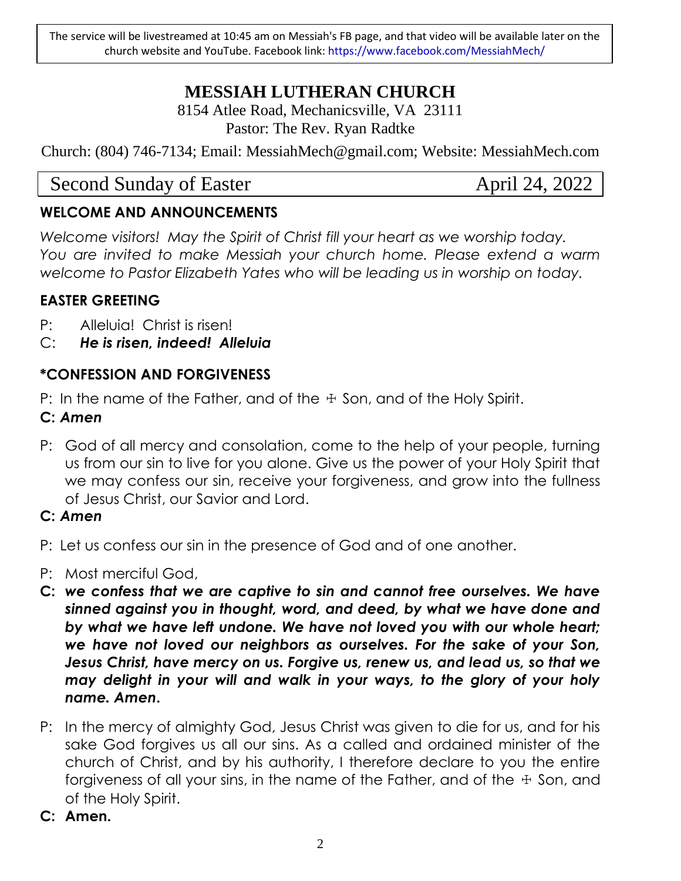The service will be livestreamed at 10:45 am on Messiah's FB page, and that video will be available later on the church website and YouTube. Facebook link: https://www.facebook.com/MessiahMech/

# MESSIAH LUTHERAN CHURCH

8154 Atlee Road, Mechanicsville, VA 23111
Pastor: The Rev. Ryan Radtke

Church: (804) 746-7134; Email: MessiahMech@gmail.com; Website: MessiahMech.com

Second Sunday of Easter — April 24, 2022

## WELCOME AND ANNOUNCEMENTS

*Welcome visitors! May the Spirit of Christ fill your heart as we worship today. You are invited to make Messiah your church home. Please extend a warm welcome to Pastor Elizabeth Yates who will be leading us in worship on today.*

## EASTER GREETING

P: Alleluia! Christ is risen!

C: ***He is risen, indeed! Alleluia***

## *CONFESSION AND FORGIVENESS

P: In the name of the Father, and of the ☩ Son, and of the Holy Spirit.

**C:** ***Amen***

P: God of all mercy and consolation, come to the help of your people, turning us from our sin to live for you alone. Give us the power of your Holy Spirit that we may confess our sin, receive your forgiveness, and grow into the fullness of Jesus Christ, our Savior and Lord.

**C:** ***Amen***

P: Let us confess our sin in the presence of God and of one another.

P: Most merciful God,

**C:** ***we confess that we are captive to sin and cannot free ourselves. We have sinned against you in thought, word, and deed, by what we have done and by what we have left undone. We have not loved you with our whole heart; we have not loved our neighbors as ourselves. For the sake of your Son, Jesus Christ, have mercy on us. Forgive us, renew us, and lead us, so that we may delight in your will and walk in your ways, to the glory of your holy name. Amen.***

P: In the mercy of almighty God, Jesus Christ was given to die for us, and for his sake God forgives us all our sins. As a called and ordained minister of the church of Christ, and by his authority, I therefore declare to you the entire forgiveness of all your sins, in the name of the Father, and of the ☩ Son, and of the Holy Spirit.

**C: Amen.**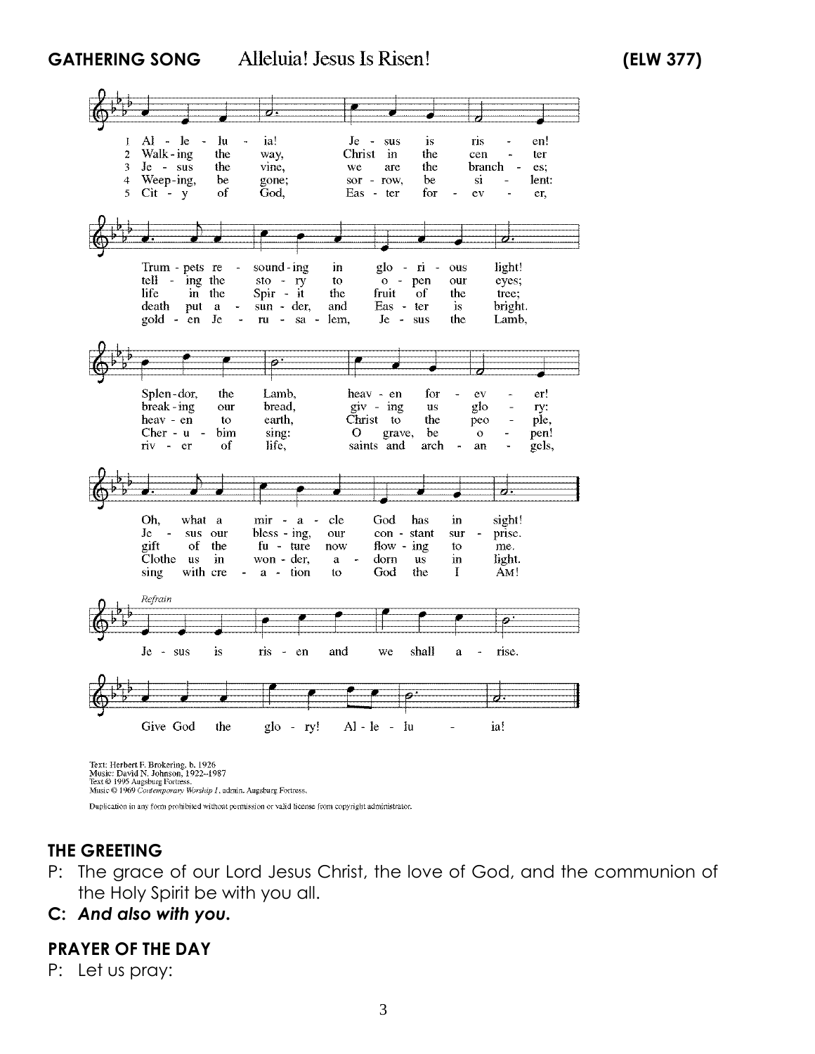## GATHERING SONG — Alleluia! Jesus Is Risen! (ELW 377)

1 Al - le - lu - ia! Je - sus is ris - en! Trum - pets re - sound - ing in glo - ri - ous light! Splen - dor, the Lamb, heav - en for - ev - er! Oh, what a mir - a - cle God has in sight!

2 Walk - ing the way, Christ in the cen - ter tell - ing the sto - ry to o - pen our eyes; break - ing our bread, giv - ing us glo - ry: Je - sus our bless - ing, our con - stant sur - prise.

3 Je - sus the vine, we are the branch - es; life in the Spir - it the fruit of the tree; heav - en to earth, Christ to the peo - ple, gift of the fu - ture now flow - ing to me.

4 Weep - ing, be gone; sor - row, be si - lent: death put a - sun - der, and Eas - ter is bright. Cher - u - bim sing: O grave, be o - pen! Clothe us in won - der, a - dorn us in light.

5 Cit - y of God, Eas - ter for - ev - er, gold - en Je - ru - sa - lem, Je - sus the Lamb, riv - er of life, saints and arch - an - gels, sing with cre - a - tion to God the I AM!

*Refrain*

Je - sus is ris - en and we shall a - rise. Give God the glo - ry! Al - le - lu - ia!

Text: Herbert F. Brokering, b. 1926
Music: David N. Johnson, 1922–1987
Text © 1995 Augsburg Fortress.
Music © 1969 *Contemporary Worship 1*, admin. Augsburg Fortress.

Duplication in any form prohibited without permission or valid license from copyright administrator.

## THE GREETING

P: The grace of our Lord Jesus Christ, the love of God, and the communion of the Holy Spirit be with you all.

**C: *And also with you.***

## PRAYER OF THE DAY

P: Let us pray: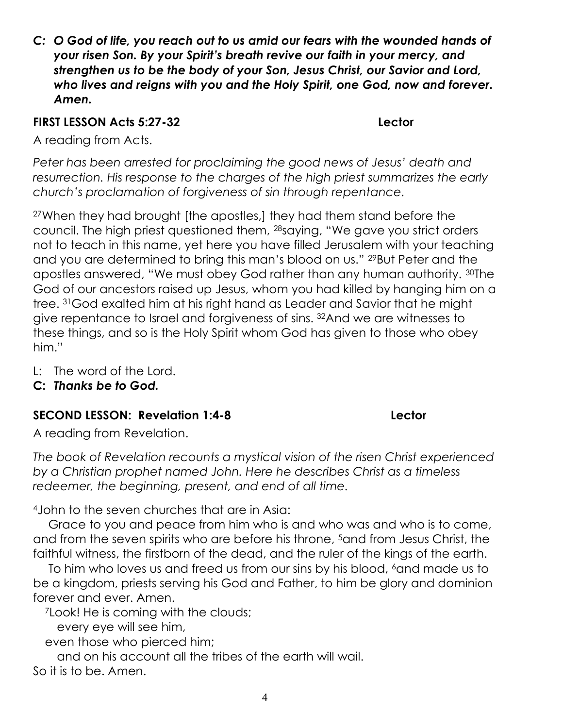***C: O God of life, you reach out to us amid our fears with the wounded hands of your risen Son. By your Spirit's breath revive our faith in your mercy, and strengthen us to be the body of your Son, Jesus Christ, our Savior and Lord, who lives and reigns with you and the Holy Spirit, one God, now and forever. Amen.***

**FIRST LESSON Acts 5:27-32 Lector**

A reading from Acts.

*Peter has been arrested for proclaiming the good news of Jesus' death and resurrection. His response to the charges of the high priest summarizes the early church's proclamation of forgiveness of sin through repentance.*

[27]When they had brought [the apostles,] they had them stand before the council. The high priest questioned them, [28]saying, "We gave you strict orders not to teach in this name, yet here you have filled Jerusalem with your teaching and you are determined to bring this man's blood on us." [29]But Peter and the apostles answered, "We must obey God rather than any human authority. [30]The God of our ancestors raised up Jesus, whom you had killed by hanging him on a tree. [31]God exalted him at his right hand as Leader and Savior that he might give repentance to Israel and forgiveness of sins. [32]And we are witnesses to these things, and so is the Holy Spirit whom God has given to those who obey him."

L: The word of the Lord.
**C: *Thanks be to God.***

**SECOND LESSON: Revelation 1:4-8 Lector**

A reading from Revelation.

*The book of Revelation recounts a mystical vision of the risen Christ experienced by a Christian prophet named John. Here he describes Christ as a timeless redeemer, the beginning, present, and end of all time.*

[4]John to the seven churches that are in Asia:

Grace to you and peace from him who is and who was and who is to come, and from the seven spirits who are before his throne, [5]and from Jesus Christ, the faithful witness, the firstborn of the dead, and the ruler of the kings of the earth.

To him who loves us and freed us from our sins by his blood, [6]and made us to be a kingdom, priests serving his God and Father, to him be glory and dominion forever and ever. Amen.

[7]Look! He is coming with the clouds;
every eye will see him,
even those who pierced him;
and on his account all the tribes of the earth will wail.
So it is to be. Amen.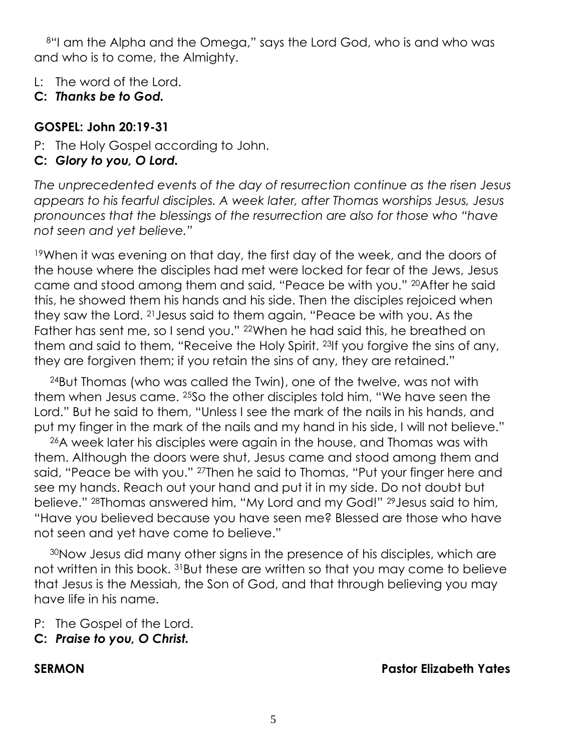[8]"I am the Alpha and the Omega," says the Lord God, who is and who was and who is to come, the Almighty.

L: The word of the Lord.
**C: *Thanks be to God.***

**GOSPEL: John 20:19-31**

P: The Holy Gospel according to John.
**C: *Glory to you, O Lord.***

*The unprecedented events of the day of resurrection continue as the risen Jesus appears to his fearful disciples. A week later, after Thomas worships Jesus, Jesus pronounces that the blessings of the resurrection are also for those who "have not seen and yet believe."*

[19]When it was evening on that day, the first day of the week, and the doors of the house where the disciples had met were locked for fear of the Jews, Jesus came and stood among them and said, "Peace be with you." [20]After he said this, he showed them his hands and his side. Then the disciples rejoiced when they saw the Lord. [21]Jesus said to them again, "Peace be with you. As the Father has sent me, so I send you." [22]When he had said this, he breathed on them and said to them, "Receive the Holy Spirit. [23]If you forgive the sins of any, they are forgiven them; if you retain the sins of any, they are retained."

[24]But Thomas (who was called the Twin), one of the twelve, was not with them when Jesus came. [25]So the other disciples told him, "We have seen the Lord." But he said to them, "Unless I see the mark of the nails in his hands, and put my finger in the mark of the nails and my hand in his side, I will not believe."

[26]A week later his disciples were again in the house, and Thomas was with them. Although the doors were shut, Jesus came and stood among them and said, "Peace be with you." [27]Then he said to Thomas, "Put your finger here and see my hands. Reach out your hand and put it in my side. Do not doubt but believe." [28]Thomas answered him, "My Lord and my God!" [29]Jesus said to him, "Have you believed because you have seen me? Blessed are those who have not seen and yet have come to believe."

[30]Now Jesus did many other signs in the presence of his disciples, which are not written in this book. [31]But these are written so that you may come to believe that Jesus is the Messiah, the Son of God, and that through believing you may have life in his name.

P: The Gospel of the Lord.
**C: *Praise to you, O Christ.***

**SERMON** **Pastor Elizabeth Yates**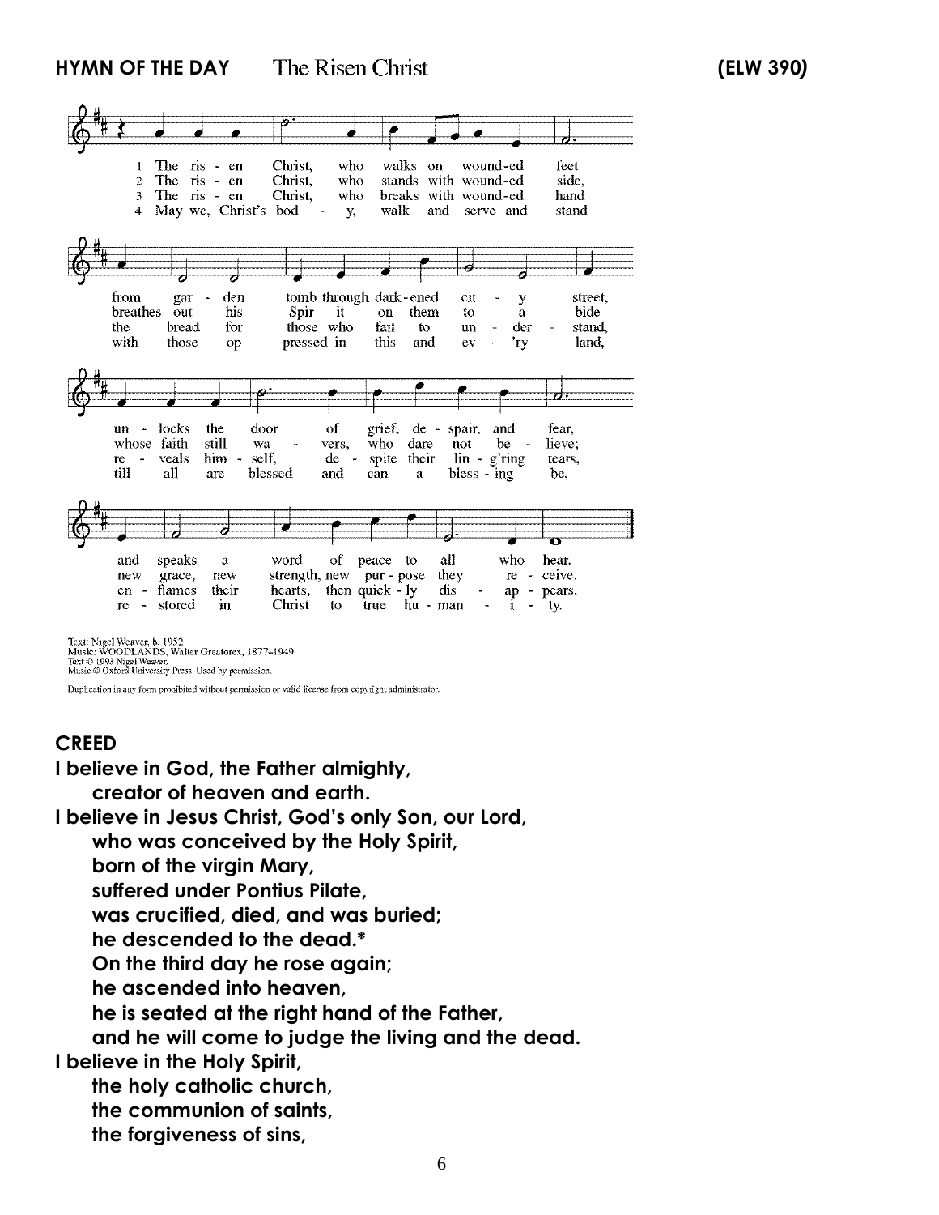**HYMN OF THE DAY** The Risen Christ **(ELW 390)**

1 The risen Christ, who walks on wounded feet
from garden tomb through darkened city street,
unlocks the door of grief, despair, and fear,
and speaks a word of peace to all who hear.

2 The risen Christ, who stands with wounded side,
breathes out his Spirit on them to abide
whose faith still wavers, who dare not believe;
new grace, new strength, new purpose they receive.

3 The risen Christ, who breaks with wounded hand
the bread for those who fail to understand,
reveals himself, despite their ling'ring tears,
enflames their hearts, then quickly disappears.

4 May we, Christ's body, walk and serve and stand
with those oppressed in this and ev'ry land,
till all are blessed and can a blessing be,
restored in Christ to true humanity.

Text: Nigel Weaver, b. 1952
Music: WOODLANDS, Walter Greatorex, 1877–1949
Text © 1993 Nigel Weaver.
Music © Oxford University Press. Used by permission.

Duplication in any form prohibited without permission or valid license from copyright administrator.

**CREED**

**I believe in God, the Father almighty,**
**creator of heaven and earth.**
**I believe in Jesus Christ, God's only Son, our Lord,**
**who was conceived by the Holy Spirit,**
**born of the virgin Mary,**
**suffered under Pontius Pilate,**
**was crucified, died, and was buried;**
**he descended to the dead.***
**On the third day he rose again;**
**he ascended into heaven,**
**he is seated at the right hand of the Father,**
**and he will come to judge the living and the dead.**
**I believe in the Holy Spirit,**
**the holy catholic church,**
**the communion of saints,**
**the forgiveness of sins,**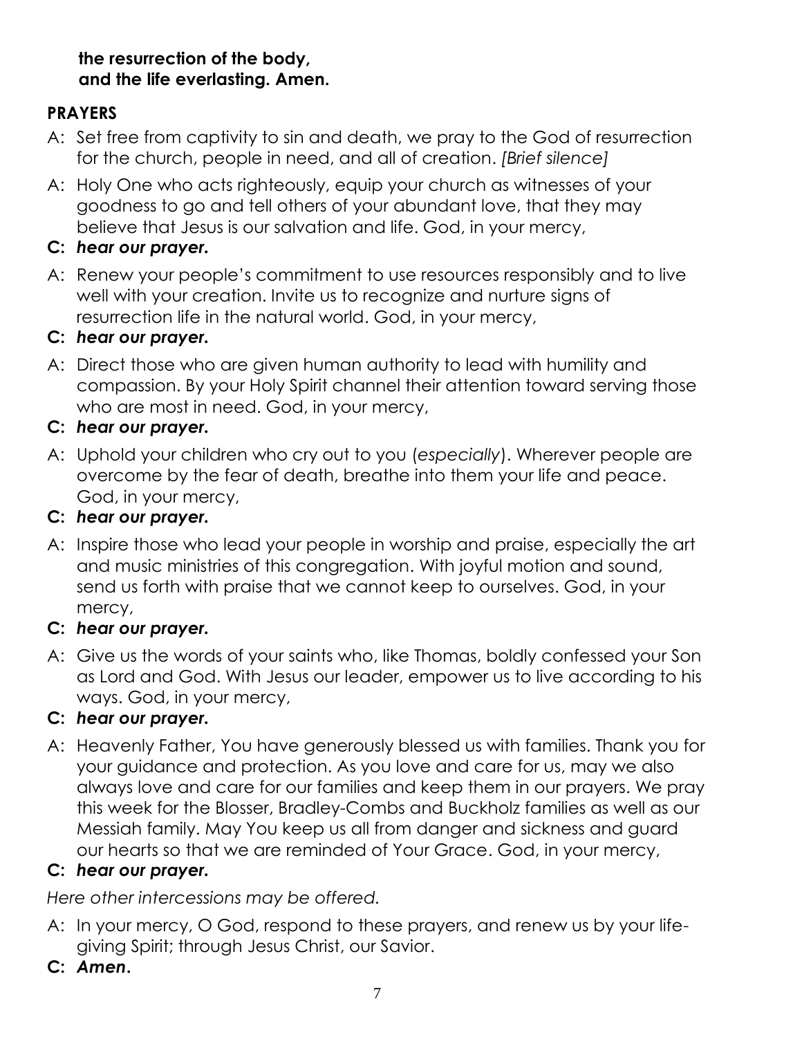**the resurrection of the body,**
**and the life everlasting. Amen.**

## PRAYERS

A: Set free from captivity to sin and death, we pray to the God of resurrection for the church, people in need, and all of creation. *[Brief silence]*

A: Holy One who acts righteously, equip your church as witnesses of your goodness to go and tell others of your abundant love, that they may believe that Jesus is our salvation and life. God, in your mercy,

**C:** ***hear our prayer.***

A: Renew your people's commitment to use resources responsibly and to live well with your creation. Invite us to recognize and nurture signs of resurrection life in the natural world. God, in your mercy,

**C:** ***hear our prayer.***

A: Direct those who are given human authority to lead with humility and compassion. By your Holy Spirit channel their attention toward serving those who are most in need. God, in your mercy,

**C:** ***hear our prayer.***

A: Uphold your children who cry out to you (*especially*). Wherever people are overcome by the fear of death, breathe into them your life and peace. God, in your mercy,

**C:** ***hear our prayer.***

A: Inspire those who lead your people in worship and praise, especially the art and music ministries of this congregation. With joyful motion and sound, send us forth with praise that we cannot keep to ourselves. God, in your mercy,

**C:** ***hear our prayer.***

A: Give us the words of your saints who, like Thomas, boldly confessed your Son as Lord and God. With Jesus our leader, empower us to live according to his ways. God, in your mercy,

**C:** ***hear our prayer.***

A: Heavenly Father, You have generously blessed us with families. Thank you for your guidance and protection. As you love and care for us, may we also always love and care for our families and keep them in our prayers. We pray this week for the Blosser, Bradley-Combs and Buckholz families as well as our Messiah family. May You keep us all from danger and sickness and guard our hearts so that we are reminded of Your Grace. God, in your mercy,

**C:** ***hear our prayer.***

*Here other intercessions may be offered.*

A: In your mercy, O God, respond to these prayers, and renew us by your life-giving Spirit; through Jesus Christ, our Savior.

**C:** ***Amen.***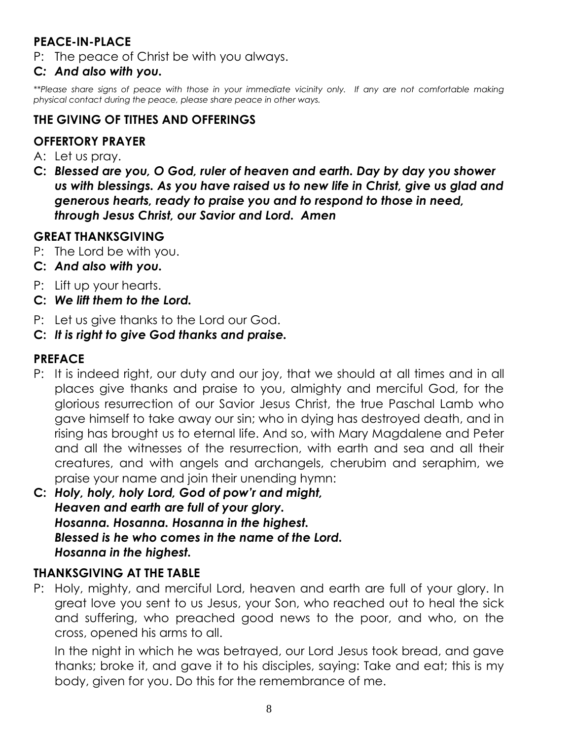## PEACE-IN-PLACE

P: The peace of Christ be with you always.

**C:** ***And also with you.***

*\*\*Please share signs of peace with those in your immediate vicinity only. If any are not comfortable making physical contact during the peace, please share peace in other ways.*

## THE GIVING OF TITHES AND OFFERINGS

## OFFERTORY PRAYER

A: Let us pray.

**C:** ***Blessed are you, O God, ruler of heaven and earth. Day by day you shower us with blessings. As you have raised us to new life in Christ, give us glad and generous hearts, ready to praise you and to respond to those in need, through Jesus Christ, our Savior and Lord. Amen***

## GREAT THANKSGIVING

P: The Lord be with you.

**C:** ***And also with you.***

P: Lift up your hearts.

**C:** ***We lift them to the Lord.***

P: Let us give thanks to the Lord our God.

**C:** ***It is right to give God thanks and praise.***

## PREFACE

P: It is indeed right, our duty and our joy, that we should at all times and in all places give thanks and praise to you, almighty and merciful God, for the glorious resurrection of our Savior Jesus Christ, the true Paschal Lamb who gave himself to take away our sin; who in dying has destroyed death, and in rising has brought us to eternal life. And so, with Mary Magdalene and Peter and all the witnesses of the resurrection, with earth and sea and all their creatures, and with angels and archangels, cherubim and seraphim, we praise your name and join their unending hymn:

**C:** ***Holy, holy, holy Lord, God of pow'r and might,***
***Heaven and earth are full of your glory.***
***Hosanna. Hosanna. Hosanna in the highest.***
***Blessed is he who comes in the name of the Lord.***
***Hosanna in the highest.***

## THANKSGIVING AT THE TABLE

P: Holy, mighty, and merciful Lord, heaven and earth are full of your glory. In great love you sent to us Jesus, your Son, who reached out to heal the sick and suffering, who preached good news to the poor, and who, on the cross, opened his arms to all.

In the night in which he was betrayed, our Lord Jesus took bread, and gave thanks; broke it, and gave it to his disciples, saying: Take and eat; this is my body, given for you. Do this for the remembrance of me.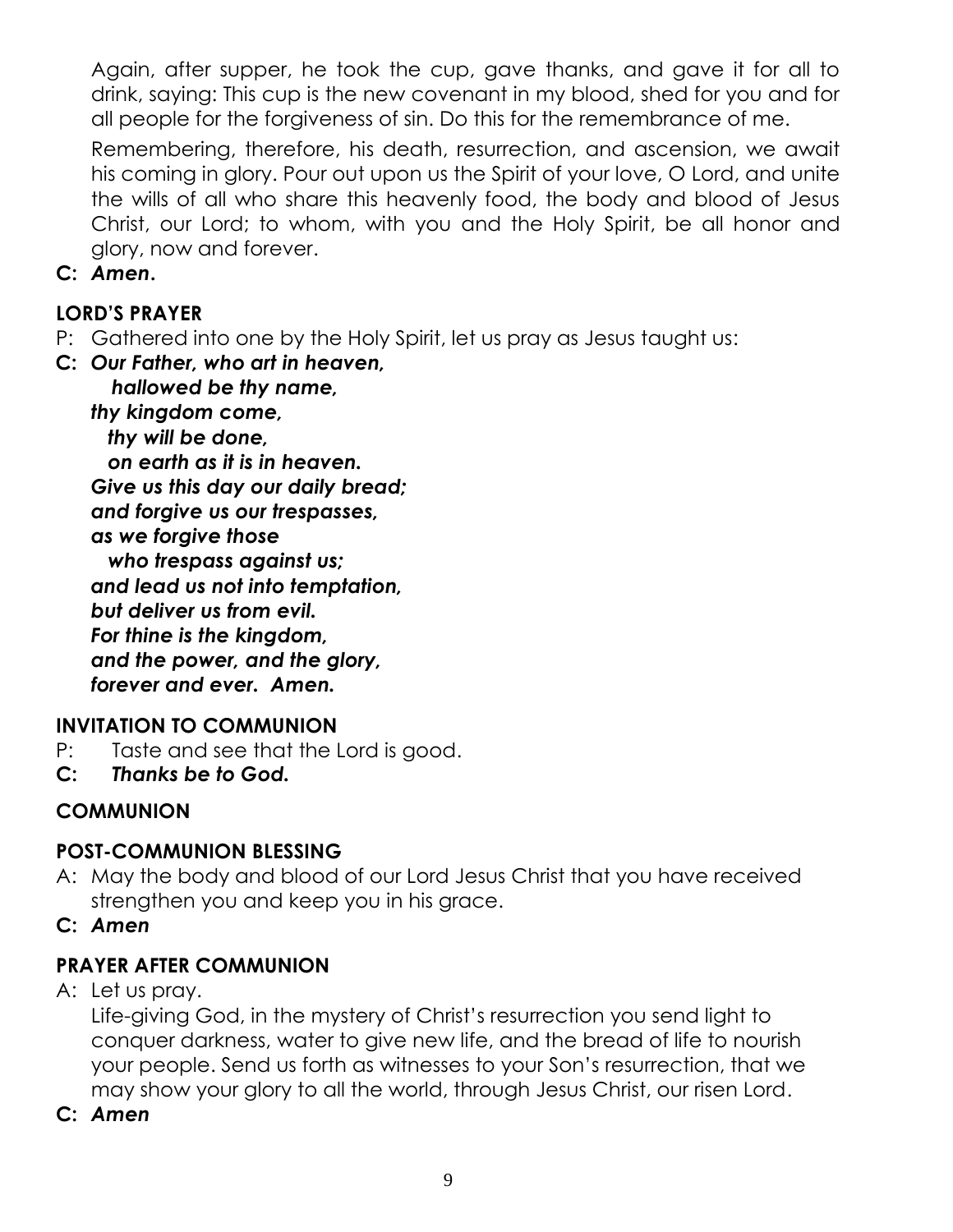Again, after supper, he took the cup, gave thanks, and gave it for all to drink, saying: This cup is the new covenant in my blood, shed for you and for all people for the forgiveness of sin. Do this for the remembrance of me.

Remembering, therefore, his death, resurrection, and ascension, we await his coming in glory. Pour out upon us the Spirit of your love, O Lord, and unite the wills of all who share this heavenly food, the body and blood of Jesus Christ, our Lord; to whom, with you and the Holy Spirit, be all honor and glory, now and forever.

**C:** ***Amen.***

**LORD'S PRAYER**

P: Gathered into one by the Holy Spirit, let us pray as Jesus taught us:

**C:** ***Our Father, who art in heaven,***
***hallowed be thy name,***
***thy kingdom come,***
***thy will be done,***
***on earth as it is in heaven.***
***Give us this day our daily bread;***
***and forgive us our trespasses,***
***as we forgive those***
***who trespass against us;***
***and lead us not into temptation,***
***but deliver us from evil.***
***For thine is the kingdom,***
***and the power, and the glory,***
***forever and ever. Amen.***

**INVITATION TO COMMUNION**

P: Taste and see that the Lord is good.

**C:** ***Thanks be to God.***

**COMMUNION**

**POST-COMMUNION BLESSING**

A: May the body and blood of our Lord Jesus Christ that you have received strengthen you and keep you in his grace.

**C:** ***Amen***

**PRAYER AFTER COMMUNION**

A: Let us pray.
Life-giving God, in the mystery of Christ's resurrection you send light to conquer darkness, water to give new life, and the bread of life to nourish your people. Send us forth as witnesses to your Son's resurrection, that we may show your glory to all the world, through Jesus Christ, our risen Lord.

**C:** ***Amen***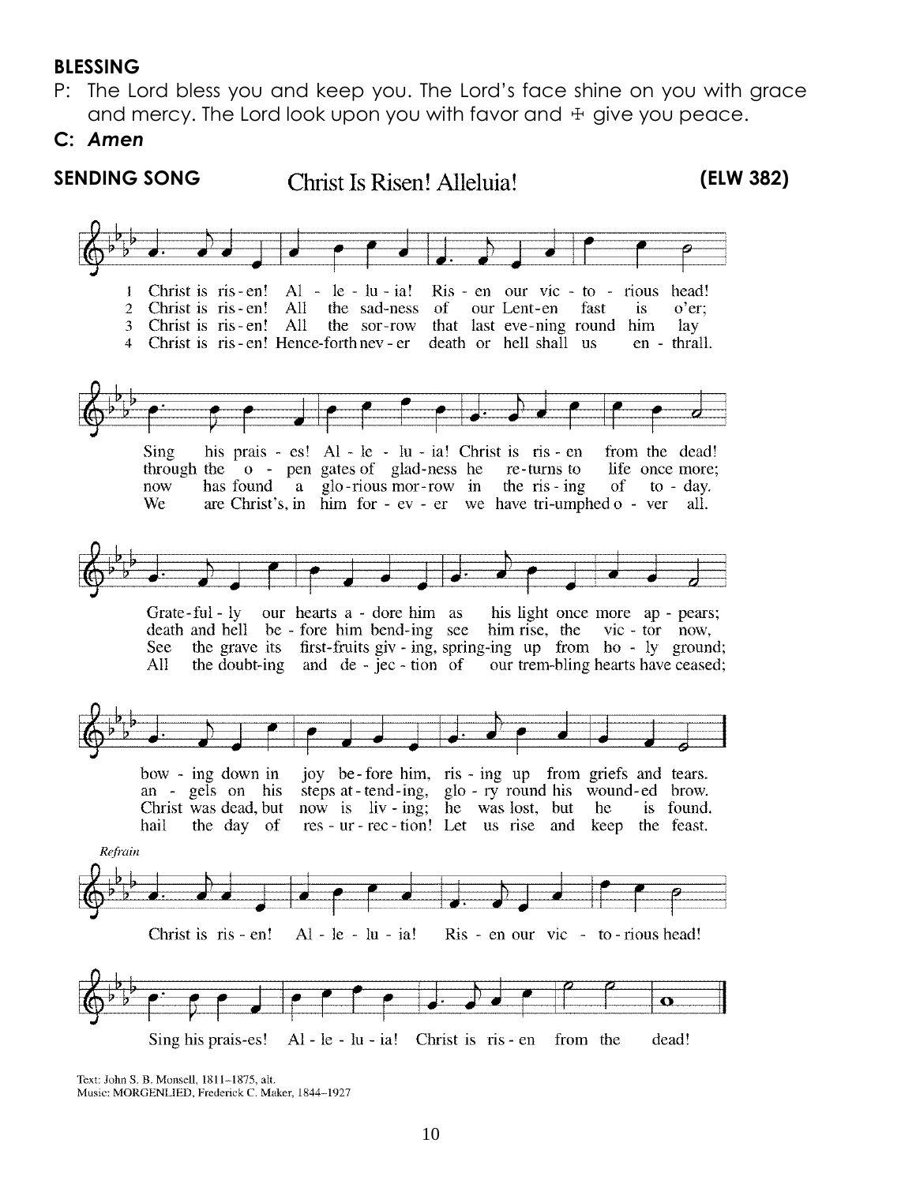**BLESSING**

P: The Lord bless you and keep you. The Lord's face shine on you with grace and mercy. The Lord look upon you with favor and ☩ give you peace.

**C:** ***Amen***

**SENDING SONG** Christ Is Risen! Alleluia! **(ELW 382)**

1 Christ is ris-en! Al-le-lu-ia! Ris-en our vic-to-rious head! Sing his prais-es! Al-le-lu-ia! Christ is ris-en from the dead! Grate-ful-ly our hearts a-dore him as his light once more ap-pears; bow-ing down in joy be-fore him, ris-ing up from griefs and tears.

2 Christ is ris-en! All the sad-ness of our Lent-en fast is o'er; through the o-pen gates of glad-ness he re-turns to life once more; death and hell be-fore him bend-ing see him rise, the vic-tor now, an-gels on his steps at-tend-ing, glo-ry round his wound-ed brow.

3 Christ is ris-en! All the sor-row that last eve-ning round him lay now has found a glo-rious mor-row in the ris-ing of to-day. See the grave its first-fruits giv-ing, spring-ing up from ho-ly ground; Christ was dead, but now is liv-ing; he was lost, but he is found.

4 Christ is ris-en! Hence-forth nev-er death or hell shall us en-thrall. We are Christ's, in him for-ev-er we have tri-umphed o-ver all. All the doubt-ing and de-jec-tion of our trem-bling hearts have ceased; hail the day of res-ur-rec-tion! Let us rise and keep the feast.

*Refrain*

Christ is ris-en! Al-le-lu-ia! Ris-en our vic-to-rious head! Sing his prais-es! Al-le-lu-ia! Christ is ris-en from the dead!

Text: John S. B. Monsell, 1811–1875, alt.
Music: MORGENLIED, Frederick C. Maker, 1844–1927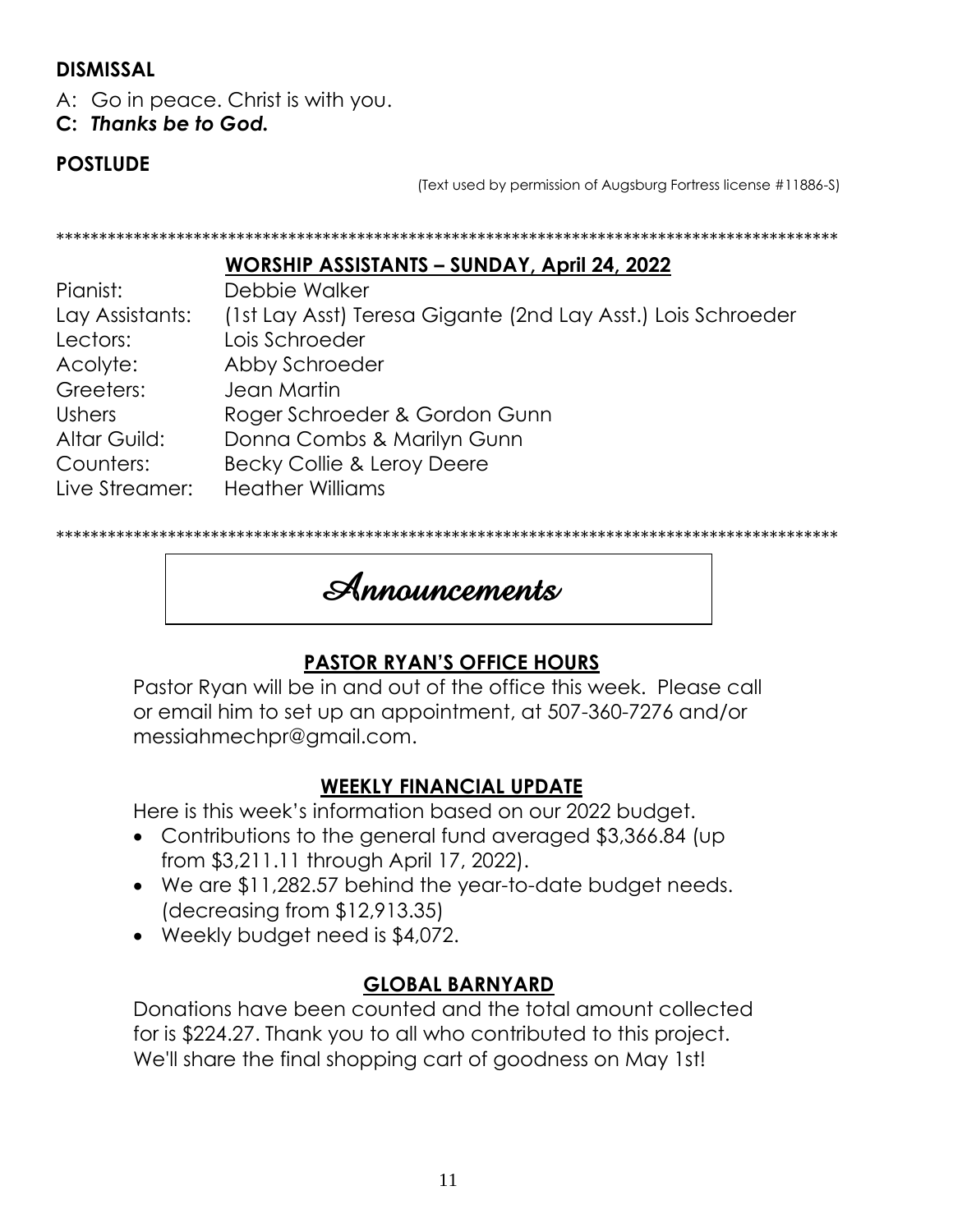## DISMISSAL

A: Go in peace. Christ is with you.

**C:** ***Thanks be to God.***

## POSTLUDE

(Text used by permission of Augsburg Fortress license #11886-S)

*******************************************************************************************

### WORSHIP ASSISTANTS – SUNDAY, April 24, 2022

| | |
|---|---|
| Pianist: | Debbie Walker |
| Lay Assistants: | (1st Lay Asst) Teresa Gigante (2nd Lay Asst.) Lois Schroeder |
| Lectors: | Lois Schroeder |
| Acolyte: | Abby Schroeder |
| Greeters: | Jean Martin |
| Ushers | Roger Schroeder & Gordon Gunn |
| Altar Guild: | Donna Combs & Marilyn Gunn |
| Counters: | Becky Collie & Leroy Deere |
| Live Streamer: | Heather Williams |

*******************************************************************************************

# Announcements

### PASTOR RYAN'S OFFICE HOURS

Pastor Ryan will be in and out of the office this week. Please call or email him to set up an appointment, at 507-360-7276 and/or messiahmechpr@gmail.com.

### WEEKLY FINANCIAL UPDATE

Here is this week's information based on our 2022 budget.

- Contributions to the general fund averaged $3,366.84 (up from $3,211.11 through April 17, 2022).
- We are $11,282.57 behind the year-to-date budget needs. (decreasing from $12,913.35)
- Weekly budget need is $4,072.

### GLOBAL BARNYARD

Donations have been counted and the total amount collected for is $224.27. Thank you to all who contributed to this project. We'll share the final shopping cart of goodness on May 1st!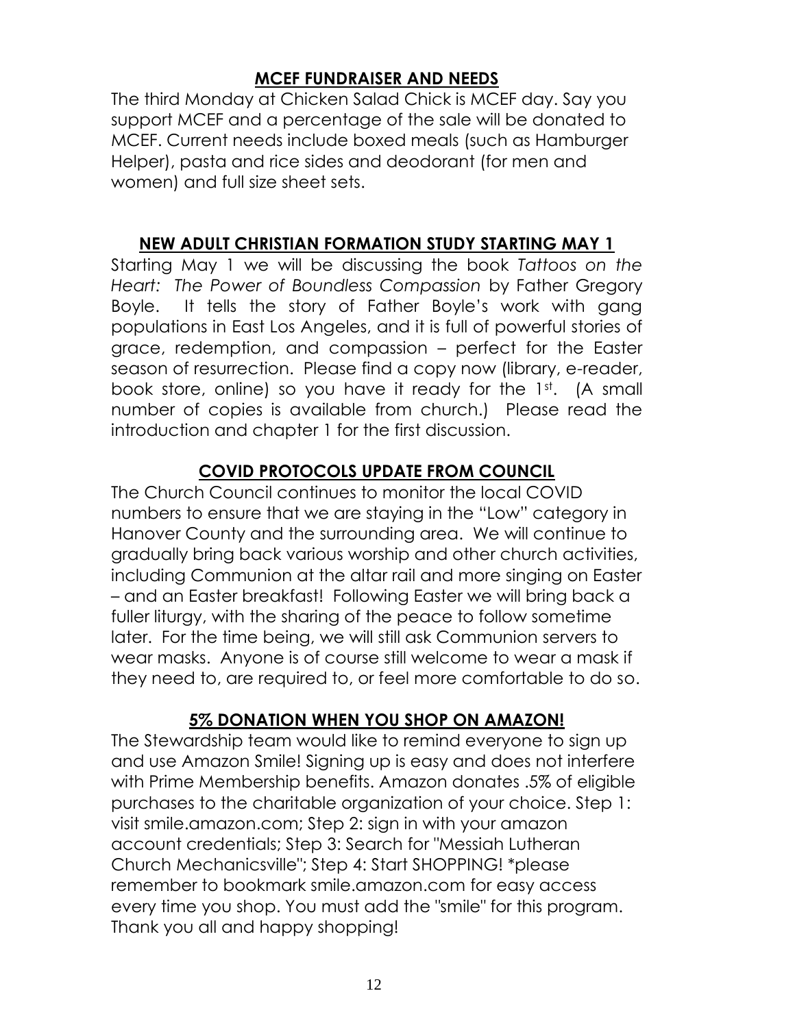## **MCEF FUNDRAISER AND NEEDS**

The third Monday at Chicken Salad Chick is MCEF day. Say you support MCEF and a percentage of the sale will be donated to MCEF. Current needs include boxed meals (such as Hamburger Helper), pasta and rice sides and deodorant (for men and women) and full size sheet sets.

## **NEW ADULT CHRISTIAN FORMATION STUDY STARTING MAY 1**

Starting May 1 we will be discussing the book *Tattoos on the Heart: The Power of Boundless Compassion* by Father Gregory Boyle. It tells the story of Father Boyle's work with gang populations in East Los Angeles, and it is full of powerful stories of grace, redemption, and compassion – perfect for the Easter season of resurrection. Please find a copy now (library, e-reader, book store, online) so you have it ready for the 1st. (A small number of copies is available from church.) Please read the introduction and chapter 1 for the first discussion.

## **COVID PROTOCOLS UPDATE FROM COUNCIL**

The Church Council continues to monitor the local COVID numbers to ensure that we are staying in the "Low" category in Hanover County and the surrounding area. We will continue to gradually bring back various worship and other church activities, including Communion at the altar rail and more singing on Easter – and an Easter breakfast! Following Easter we will bring back a fuller liturgy, with the sharing of the peace to follow sometime later. For the time being, we will still ask Communion servers to wear masks. Anyone is of course still welcome to wear a mask if they need to, are required to, or feel more comfortable to do so.

## **5% DONATION WHEN YOU SHOP ON AMAZON!**

The Stewardship team would like to remind everyone to sign up and use Amazon Smile! Signing up is easy and does not interfere with Prime Membership benefits. Amazon donates .5% of eligible purchases to the charitable organization of your choice. Step 1: visit smile.amazon.com; Step 2: sign in with your amazon account credentials; Step 3: Search for "Messiah Lutheran Church Mechanicsville"; Step 4: Start SHOPPING! *please remember to bookmark smile.amazon.com for easy access every time you shop. You must add the "smile" for this program. Thank you all and happy shopping!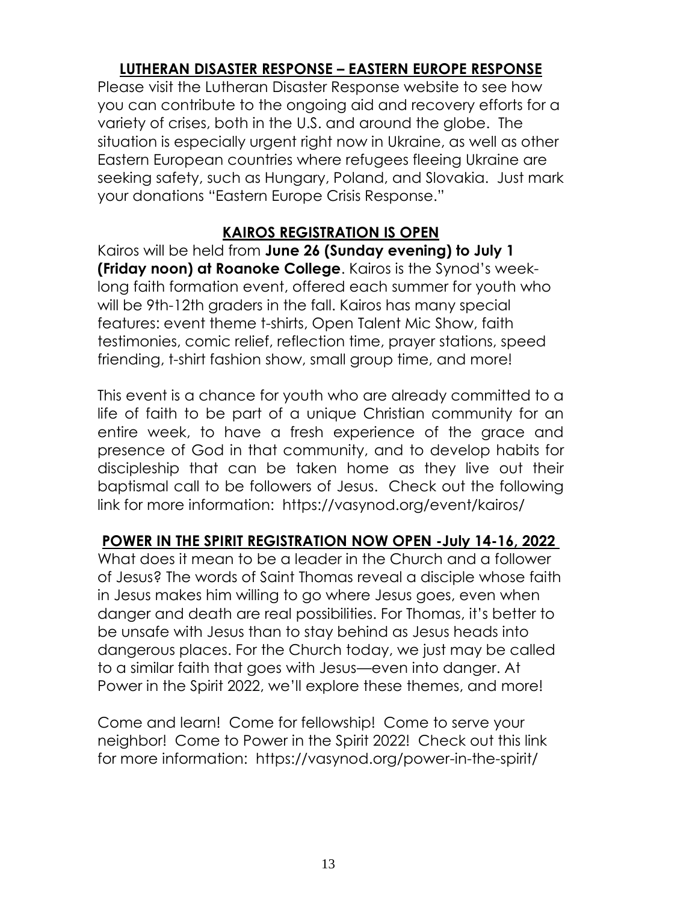## LUTHERAN DISASTER RESPONSE – EASTERN EUROPE RESPONSE

Please visit the Lutheran Disaster Response website to see how you can contribute to the ongoing aid and recovery efforts for a variety of crises, both in the U.S. and around the globe. The situation is especially urgent right now in Ukraine, as well as other Eastern European countries where refugees fleeing Ukraine are seeking safety, such as Hungary, Poland, and Slovakia. Just mark your donations "Eastern Europe Crisis Response."

## KAIROS REGISTRATION IS OPEN

Kairos will be held from **June 26 (Sunday evening) to July 1 (Friday noon) at Roanoke College**. Kairos is the Synod's week-long faith formation event, offered each summer for youth who will be 9th-12th graders in the fall. Kairos has many special features: event theme t-shirts, Open Talent Mic Show, faith testimonies, comic relief, reflection time, prayer stations, speed friending, t-shirt fashion show, small group time, and more!

This event is a chance for youth who are already committed to a life of faith to be part of a unique Christian community for an entire week, to have a fresh experience of the grace and presence of God in that community, and to develop habits for discipleship that can be taken home as they live out their baptismal call to be followers of Jesus. Check out the following link for more information: https://vasynod.org/event/kairos/

## POWER IN THE SPIRIT REGISTRATION NOW OPEN -July 14-16, 2022

What does it mean to be a leader in the Church and a follower of Jesus? The words of Saint Thomas reveal a disciple whose faith in Jesus makes him willing to go where Jesus goes, even when danger and death are real possibilities. For Thomas, it's better to be unsafe with Jesus than to stay behind as Jesus heads into dangerous places. For the Church today, we just may be called to a similar faith that goes with Jesus—even into danger. At Power in the Spirit 2022, we'll explore these themes, and more!

Come and learn! Come for fellowship! Come to serve your neighbor! Come to Power in the Spirit 2022! Check out this link for more information: https://vasynod.org/power-in-the-spirit/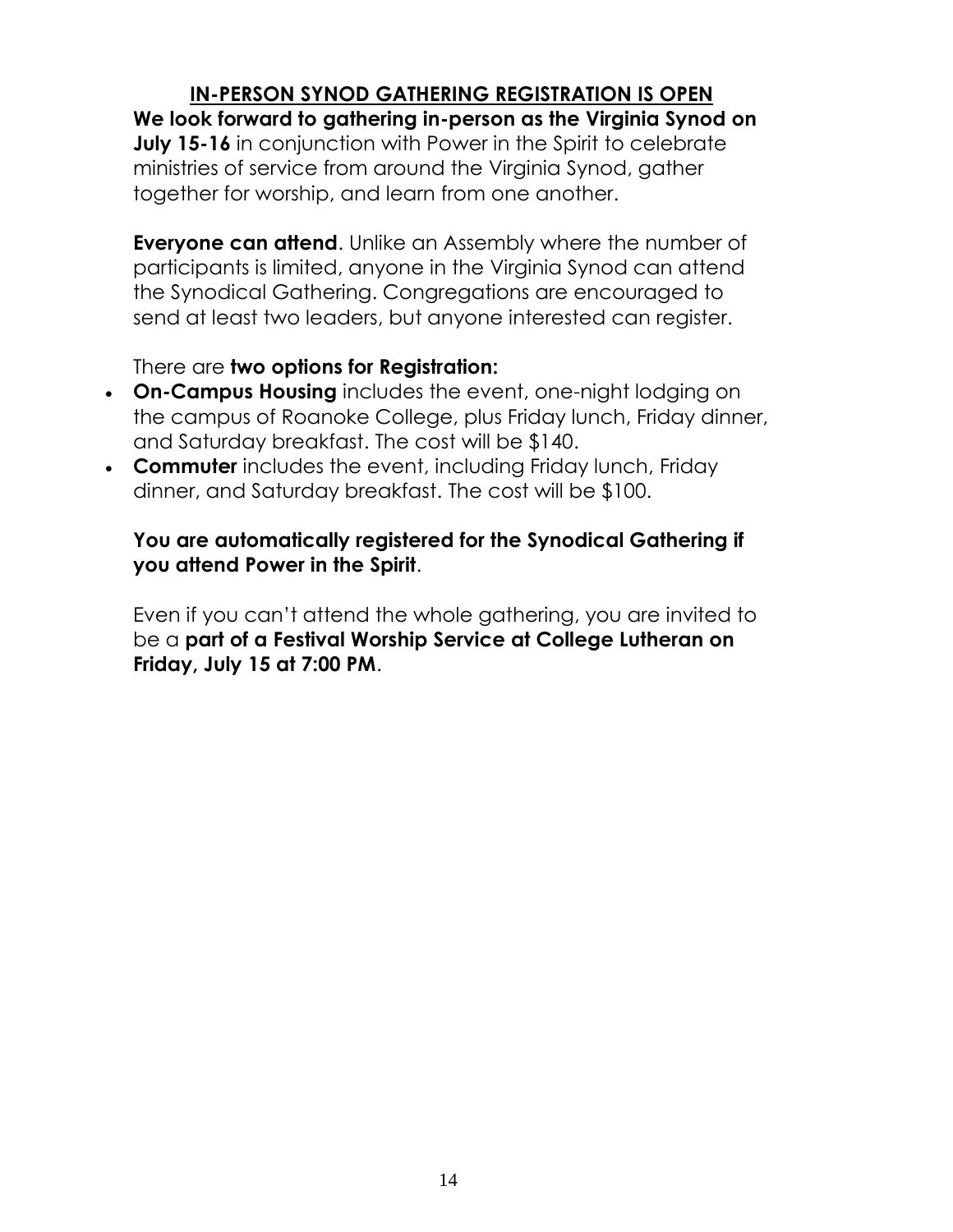## IN-PERSON SYNOD GATHERING REGISTRATION IS OPEN

**We look forward to gathering in-person as the Virginia Synod on July 15-16** in conjunction with Power in the Spirit to celebrate ministries of service from around the Virginia Synod, gather together for worship, and learn from one another.

**Everyone can attend**. Unlike an Assembly where the number of participants is limited, anyone in the Virginia Synod can attend the Synodical Gathering. Congregations are encouraged to send at least two leaders, but anyone interested can register.

There are **two options for Registration:**

- **On-Campus Housing** includes the event, one-night lodging on the campus of Roanoke College, plus Friday lunch, Friday dinner, and Saturday breakfast. The cost will be $140.
- **Commuter** includes the event, including Friday lunch, Friday dinner, and Saturday breakfast. The cost will be $100.

**You are automatically registered for the Synodical Gathering if you attend Power in the Spirit**.

Even if you can't attend the whole gathering, you are invited to be a **part of a Festival Worship Service at College Lutheran on Friday, July 15 at 7:00 PM**.